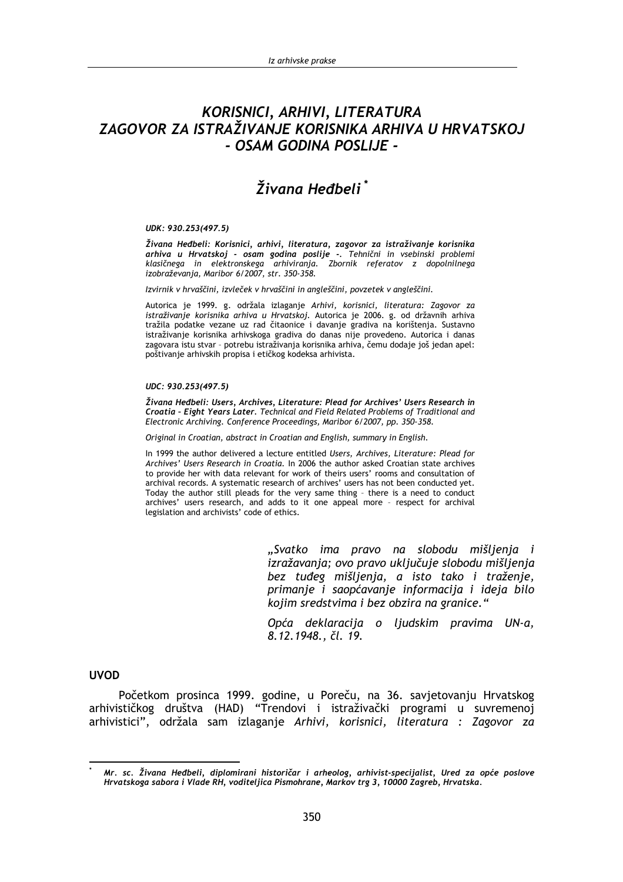# KORISNICI, ARHIVI, LITERATURA ZAGOVOR ZA ISTRAŽIVANJE KORISNIKA ARHIVA U HRVATSKOJ - OSAM GODINA POSLIJE -

## *Živana Heđbeli* *

*UDK: 930.253(497.5)*

***Živana Heđbeli: Korisnici, arhivi, literatura, zagovor za istraživanje korisnika arhiva u Hrvatskoj - osam godina poslije -.*** *Tehnični in vsebinski problemi klasičnega in elektronskega arhiviranja. Zbornik referatov z dopolnilnega izobraževanja, Maribor 6/2007, str. 350-358.*

*Izvirnik v hrvaščini, izvleček v hrvaščini in angleščini, povzetek v angleščini.*

Autorica je 1999. g. održala izlaganje *Arhivi, korisnici, literatura: Zagovor za istraživanje korisnika arhiva u Hrvatskoj.* Autorica je 2006. g. od državnih arhiva tražila podatke vezane uz rad čitaonice i davanje gradiva na korištenja. Sustavno istraživanje korisnika arhivskoga gradiva do danas nije provedeno. Autorica i danas zagovara istu stvar – potrebu istraživanja korisnika arhiva, čemu dodaje još jedan apel: poštivanje arhivskih propisa i etičkog kodeksa arhivista.

*UDC: 930.253(497.5)*

***Živana Heđbeli: Users, Archives, Literature: Plead for Archives' Users Research in Croatia – Eight Years Later.*** *Technical and Field Related Problems of Traditional and Electronic Archiving. Conference Proceedings, Maribor 6/2007, pp. 350-358.*

*Original in Croatian, abstract in Croatian and English, summary in English.*

In 1999 the author delivered a lecture entitled *Users, Archives, Literature: Plead for Archives' Users Research in Croatia.* In 2006 the author asked Croatian state archives to provide her with data relevant for work of theirs users' rooms and consultation of archival records. A systematic research of archives' users has not been conducted yet. Today the author still pleads for the very same thing – there is a need to conduct archives' users research, and adds to it one appeal more – respect for archival legislation and archivists' code of ethics.

> *„Svatko ima pravo na slobodu mišljenja i izražavanja; ovo pravo uključuje slobodu mišljenja bez tuđeg mišljenja, a isto tako i traženje, primanje i saopćavanje informacija i ideja bilo kojim sredstvima i bez obzira na granice."*
>
> *Opća deklaracija o ljudskim pravima UN-a, 8.12.1948., čl. 19.*

## UVOD

Početkom prosinca 1999. godine, u Poreču, na 36. savjetovanju Hrvatskog arhivističkog društva (HAD) "Trendovi i istraživački programi u suvremenoj arhivistici", održala sam izlaganje *Arhivi, korisnici, literatura : Zagovor za*

---

\* ***Mr. sc. Živana Heđbeli, diplomirani historičar i arheolog, arhivist-specijalist, Ured za opće poslove Hrvatskoga sabora i Vlade RH, voditeljica Pismohrane, Markov trg 3, 10000 Zagreb, Hrvatska.***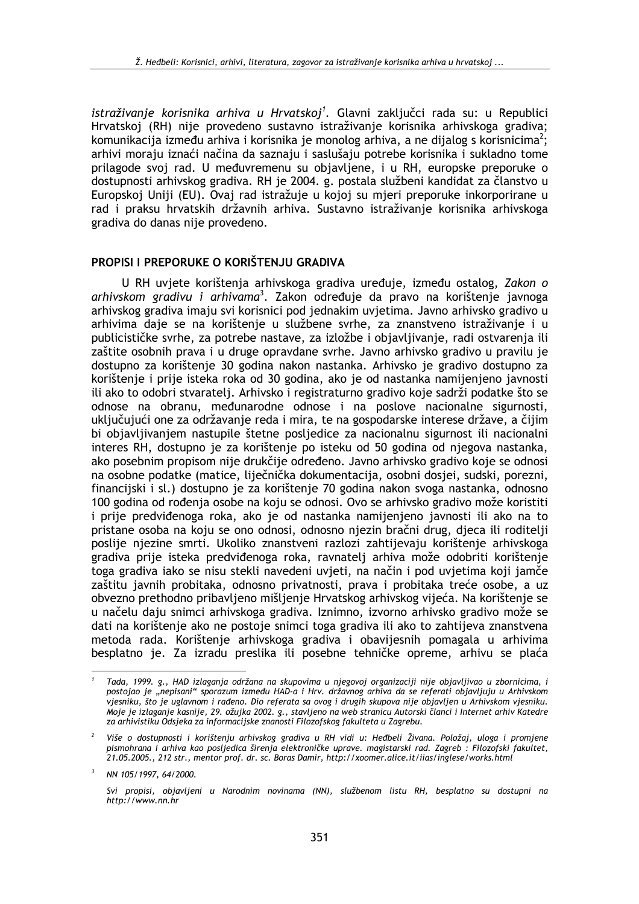*istraživanje korisnika arhiva u Hrvatskoj*[1]. Glavni zaključci rada su: u Republici Hrvatskoj (RH) nije provedeno sustavno istraživanje korisnika arhivskoga gradiva; komunikacija između arhiva i korisnika je monolog arhiva, a ne dijalog s korisnicima[2]; arhivi moraju iznaći načina da saznaju i saslušaju potrebe korisnika i sukladno tome prilagode svoj rad. U međuvremenu su objavljene, i u RH, europske preporuke o dostupnosti arhivskog gradiva. RH je 2004. g. postala službeni kandidat za članstvo u Europskoj Uniji (EU). Ovaj rad istražuje u kojoj su mjeri preporuke inkorporirane u rad i praksu hrvatskih državnih arhiva. Sustavno istraživanje korisnika arhivskoga gradiva do danas nije provedeno.

## PROPISI I PREPORUKE O KORIŠTENJU GRADIVA

U RH uvjete korištenja arhivskoga gradiva uređuje, između ostalog, *Zakon o arhivskom gradivu i arhivama*[3]. Zakon određuje da pravo na korištenje javnoga arhivskog gradiva imaju svi korisnici pod jednakim uvjetima. Javno arhivsko gradivo u arhivima daje se na korištenje u službene svrhe, za znanstveno istraživanje i u publicističke svrhe, za potrebe nastave, za izložbe i objavljivanje, radi ostvarenja ili zaštite osobnih prava i u druge opravdane svrhe. Javno arhivsko gradivo u pravilu je dostupno za korištenje 30 godina nakon nastanka. Arhivsko je gradivo dostupno za korištenje i prije isteka roka od 30 godina, ako je od nastanka namijenjeno javnosti ili ako to odobri stvaratelj. Arhivsko i registraturno gradivo koje sadrži podatke što se odnose na obranu, međunarodne odnose i na poslove nacionalne sigurnosti, uključujući one za održavanje reda i mira, te na gospodarske interese države, a čijim bi objavljivanjem nastupile štetne posljedice za nacionalnu sigurnost ili nacionalni interes RH, dostupno je za korištenje po isteku od 50 godina od njegova nastanka, ako posebnim propisom nije drukčije određeno. Javno arhivsko gradivo koje se odnosi na osobne podatke (matice, liječnička dokumentacija, osobni dosjei, sudski, porezni, financijski i sl.) dostupno je za korištenje 70 godina nakon svoga nastanka, odnosno 100 godina od rođenja osobe na koju se odnosi. Ovo se arhivsko gradivo može koristiti i prije predviđenoga roka, ako je od nastanka namijenjeno javnosti ili ako na to pristane osoba na koju se ono odnosi, odnosno njezin bračni drug, djeca ili roditelji poslije njezine smrti. Ukoliko znanstveni razlozi zahtijevaju korištenje arhivskoga gradiva prije isteka predviđenoga roka, ravnatelj arhiva može odobriti korištenje toga gradiva iako se nisu stekli navedeni uvjeti, na način i pod uvjetima koji jamče zaštitu javnih probitaka, odnosno privatnosti, prava i probitaka treće osobe, a uz obvezno prethodno pribavljeno mišljenje Hrvatskog arhivskog vijeća. Na korištenje se u načelu daju snimci arhivskoga gradiva. Iznimno, izvorno arhivsko gradivo može se dati na korištenje ako ne postoje snimci toga gradiva ili ako to zahtijeva znanstvena metoda rada. Korištenje arhivskoga gradiva i obavijesnih pomagala u arhivima besplatno je. Za izradu preslika ili posebne tehničke opreme, arhivu se plaća

---

[1] *Tada, 1999. g., HAD izlaganja održana na skupovima u njegovoj organizaciji nije objavljivao u zbornicima, i postojao je „nepisani" sporazum između HAD-a i Hrv. državnog arhiva da se referati objavljuju u Arhivskom vjesniku, što je uglavnom i rađeno. Dio referata sa ovog i drugih skupova nije objavljen u Arhivskom vjesniku. Moje je izlaganje kasnije, 29. ožujka 2002. g., stavljeno na web stranicu Autorski članci i Internet arhiv Katedre za arhivistiku Odsjeka za informacijske znanosti Filozofskog fakulteta u Zagrebu.*

[2] *Više o dostupnosti i korištenju arhivskog gradiva u RH vidi u: Heđbeli Živana. Položaj, uloga i promjene pismohrana i arhiva kao posljedica širenja elektroničke uprave. magistarski rad. Zagreb : Filozofski fakultet, 21.05.2005., 212 str., mentor prof. dr. sc. Boras Damir, http://xoomer.alice.it/iias/inglese/works.html*

[3] *NN 105/1997, 64/2000.*

*Svi propisi, objavljeni u Narodnim novinama (NN), službenom listu RH, besplatno su dostupni na http://www.nn.hr*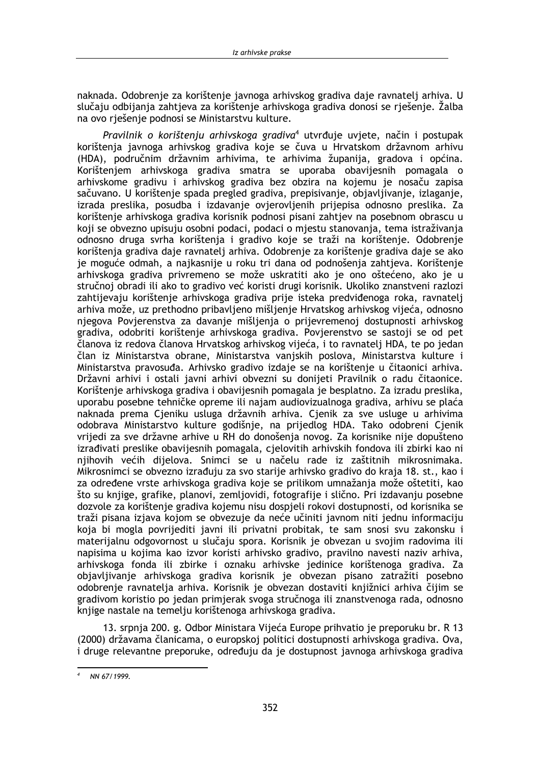naknada. Odobrenje za korištenje javnoga arhivskog gradiva daje ravnatelj arhiva. U slučaju odbijanja zahtjeva za korištenje arhivskoga gradiva donosi se rješenje. Žalba na ovo rješenje podnosi se Ministarstvu kulture.

*Pravilnik o korištenju arhivskoga gradiva*[4] utvrđuje uvjete, način i postupak korištenja javnoga arhivskog gradiva koje se čuva u Hrvatskom državnom arhivu (HDA), područnim državnim arhivima, te arhivima županija, gradova i općina. Korištenjem arhivskoga gradiva smatra se uporaba obavijesnih pomagala o arhivskome gradivu i arhivskog gradiva bez obzira na kojemu je nosaču zapisa sačuvano. U korištenje spada pregled gradiva, prepisivanje, objavljivanje, izlaganje, izrada preslika, posudba i izdavanje ovjerovljenih prijepisa odnosno preslika. Za korištenje arhivskoga gradiva korisnik podnosi pisani zahtjev na posebnom obrascu u koji se obvezno upisuju osobni podaci, podaci o mjestu stanovanja, tema istraživanja odnosno druga svrha korištenja i gradivo koje se traži na korištenje. Odobrenje korištenja gradiva daje ravnatelj arhiva. Odobrenje za korištenje gradiva daje se ako je moguće odmah, a najkasnije u roku tri dana od podnošenja zahtjeva. Korištenje arhivskoga gradiva privremeno se može uskratiti ako je ono oštećeno, ako je u stručnoj obradi ili ako to gradivo već koristi drugi korisnik. Ukoliko znanstveni razlozi zahtijevaju korištenje arhivskoga gradiva prije isteka predviđenoga roka, ravnatelj arhiva može, uz prethodno pribavljeno mišljenje Hrvatskog arhivskog vijeća, odnosno njegova Povjerenstva za davanje mišljenja o prijevremenoj dostupnosti arhivskog gradiva, odobriti korištenje arhivskoga gradiva. Povjerenstvo se sastoji se od pet članova iz redova članova Hrvatskog arhivskog vijeća, i to ravnatelj HDA, te po jedan član iz Ministarstva obrane, Ministarstva vanjskih poslova, Ministarstva kulture i Ministarstva pravosuđa. Arhivsko gradivo izdaje se na korištenje u čitaonici arhiva. Državni arhivi i ostali javni arhivi obvezni su donijeti Pravilnik o radu čitaonice. Korištenje arhivskoga gradiva i obavijesnih pomagala je besplatno. Za izradu preslika, uporabu posebne tehničke opreme ili najam audiovizualnoga gradiva, arhivu se plaća naknada prema Cjeniku usluga državnih arhiva. Cjenik za sve usluge u arhivima odobrava Ministarstvo kulture godišnje, na prijedlog HDA. Tako odobreni Cjenik vrijedi za sve državne arhive u RH do donošenja novog. Za korisnike nije dopušteno izrađivati preslike obavijesnih pomagala, cjelovitih arhivskih fondova ili zbirki kao ni njihovih većih dijelova. Snimci se u načelu rade iz zaštitnih mikrosnimaka. Mikrosnimci se obvezno izrađuju za svo starije arhivsko gradivo do kraja 18. st., kao i za određene vrste arhivskoga gradiva koje se prilikom umnažanja može oštetiti, kao što su knjige, grafike, planovi, zemljovidi, fotografije i slično. Pri izdavanju posebne dozvole za korištenje gradiva kojemu nisu dospjeli rokovi dostupnosti, od korisnika se traži pisana izjava kojom se obvezuje da neće učiniti javnom niti jednu informaciju koja bi mogla povrijediti javni ili privatni probitak, te sam snosi svu zakonsku i materijalnu odgovornost u slučaju spora. Korisnik je obvezan u svojim radovima ili napisima u kojima kao izvor koristi arhivsko gradivo, pravilno navesti naziv arhiva, arhivskoga fonda ili zbirke i oznaku arhivske jedinice korištenoga gradiva. Za objavljivanje arhivskoga gradiva korisnik je obvezan pisano zatražiti posebno odobrenje ravnatelja arhiva. Korisnik je obvezan dostaviti knjižnici arhiva čijim se gradivom koristio po jedan primjerak svoga stručnoga ili znanstvenoga rada, odnosno knjige nastale na temelju korištenoga arhivskoga gradiva.

13. srpnja 200. g. Odbor Ministara Vijeća Europe prihvatio je preporuku br. R 13 (2000) državama članicama, o europskoj politici dostupnosti arhivskoga gradiva. Ova, i druge relevantne preporuke, određuju da je dostupnost javnoga arhivskoga gradiva

[4] NN 67/1999.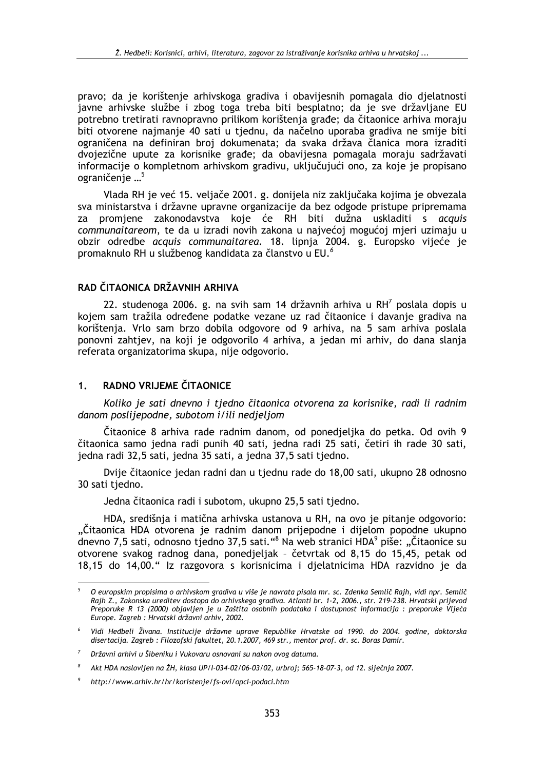pravo; da je korištenje arhivskoga gradiva i obavijesnih pomagala dio djelatnosti javne arhivske službe i zbog toga treba biti besplatno; da je sve državljane EU potrebno tretirati ravnopravno prilikom korištenja građe; da čitaonice arhiva moraju biti otvorene najmanje 40 sati u tjednu, da načelno uporaba gradiva ne smije biti ograničena na definiran broj dokumenata; da svaka država članica mora izraditi dvojezične upute za korisnike građe; da obavijesna pomagala moraju sadržavati informacije o kompletnom arhivskom gradivu, uključujući ono, za koje je propisano ograničenje ...[5]

Vlada RH je već 15. veljače 2001. g. donijela niz zaključaka kojima je obvezala sva ministarstva i državne upravne organizacije da bez odgode pristupe pripremama za promjene zakonodavstva koje će RH biti dužna uskladiti s *acquis communaitareom*, te da u izradi novih zakona u najvećoj mogućoj mjeri uzimaju u obzir odredbe *acquis communaitarea*. 18. lipnja 2004. g. Europsko vijeće je promaknulo RH u službenog kandidata za članstvo u EU.[6]

## RAD ČITAONICA DRŽAVNIH ARHIVA

22. studenoga 2006. g. na svih sam 14 državnih arhiva u RH[7] poslala dopis u kojem sam tražila određene podatke vezane uz rad čitaonice i davanje gradiva na korištenja. Vrlo sam brzo dobila odgovore od 9 arhiva, na 5 sam arhiva poslala ponovni zahtjev, na koji je odgovorilo 4 arhiva, a jedan mi arhiv, do dana slanja referata organizatorima skupa, nije odgovorio.

## 1. RADNO VRIJEME ČITAONICE

*Koliko je sati dnevno i tjedno čitaonica otvorena za korisnike, radi li radnim danom poslijepodne, subotom i/ili nedjeljom*

Čitaonice 8 arhiva rade radnim danom, od ponedjeljka do petka. Od ovih 9 čitaonica samo jedna radi punih 40 sati, jedna radi 25 sati, četiri ih rade 30 sati, jedna radi 32,5 sati, jedna 35 sati, a jedna 37,5 sati tjedno.

Dvije čitaonice jedan radni dan u tjednu rade do 18,00 sati, ukupno 28 odnosno 30 sati tjedno.

Jedna čitaonica radi i subotom, ukupno 25,5 sati tjedno.

HDA, središnja i matična arhivska ustanova u RH, na ovo je pitanje odgovorio: „Čitaonica HDA otvorena je radnim danom prijepodne i dijelom popodne ukupno dnevno 7,5 sati, odnosno tjedno 37,5 sati."[8] Na web stranici HDA[9] piše: „Čitaonice su otvorene svakog radnog dana, ponedjeljak – četvrtak od 8,15 do 15,45, petak od 18,15 do 14,00." Iz razgovora s korisnicima i djelatnicima HDA razvidno je da

---

[5] *O europskim propisima o arhivskom gradiva u više je navrata pisala mr. sc. Zdenka Semlič Rajh, vidi npr. Semlič Rajh Z., Zakonska ureditev dostopa do arhivskega gradiva. Atlanti br. 1-2, 2006., str. 219-238. Hrvatski prijevod Preporuke R 13 (2000) objavljen je u Zaštita osobnih podataka i dostupnost informacija : preporuke Vijeća Europe. Zagreb : Hrvatski državni arhiv, 2002.*

[6] *Vidi Heđbeli Živana. Institucije državne uprave Republike Hrvatske od 1990. do 2004. godine, doktorska disertacija. Zagreb : Filozofski fakultet, 20.1.2007, 469 str., mentor prof. dr. sc. Boras Damir.*

[7] *Državni arhivi u Šibeniku i Vukovaru osnovani su nakon ovog datuma.*

[8] *Akt HDA naslovljen na ŽH, klasa UP/I-034-02/06-03/02, urbroj; 565-18-07-3, od 12. siječnja 2007.*

[9] *http://www.arhiv.hr/hr/koristenje/fs-ovi/opci-podaci.htm*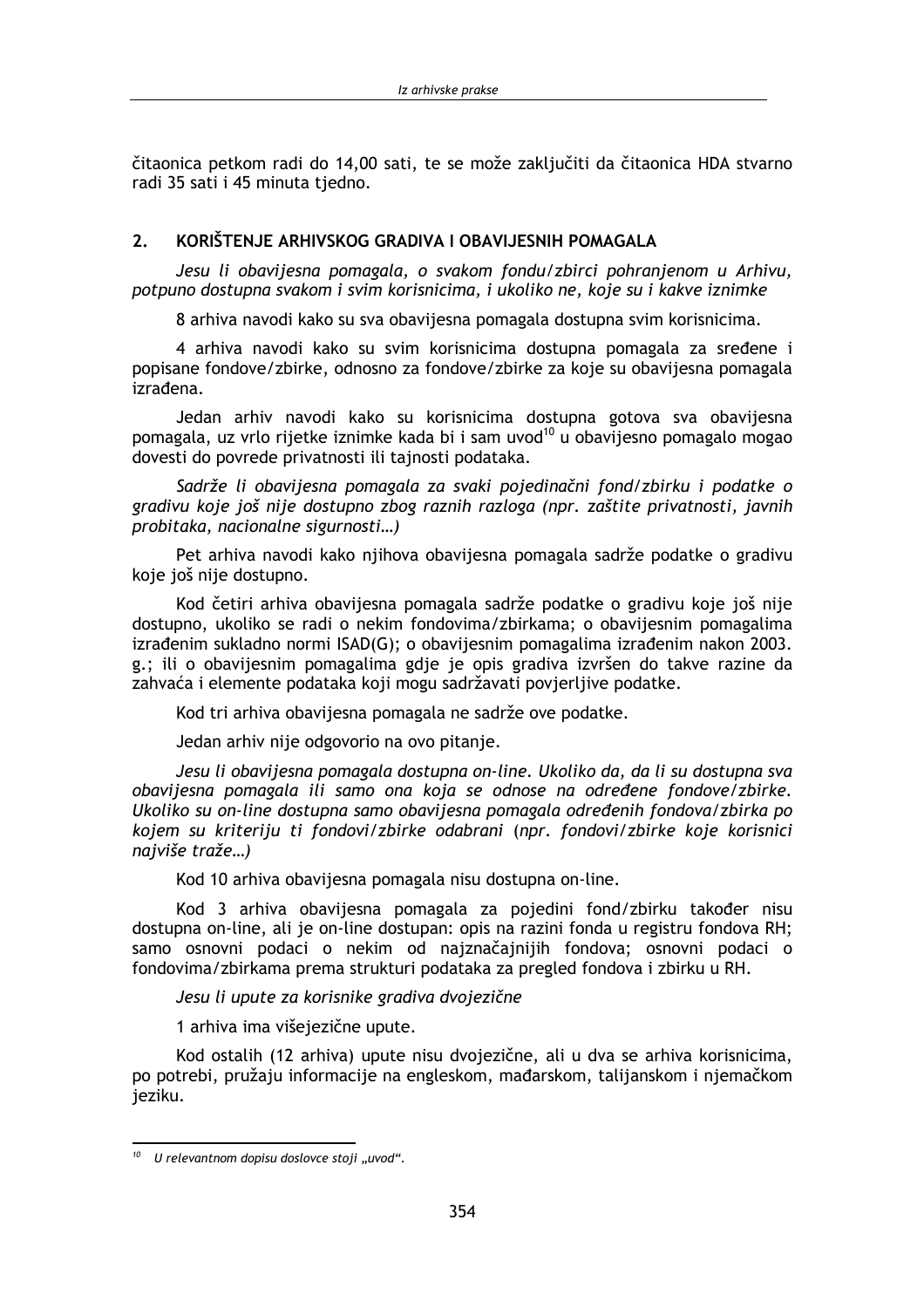čitaonica petkom radi do 14,00 sati, te se može zaključiti da čitaonica HDA stvarno radi 35 sati i 45 minuta tjedno.

## 2. KORIŠTENJE ARHIVSKOG GRADIVA I OBAVIJESNIH POMAGALA

*Jesu li obavijesna pomagala, o svakom fondu/zbirci pohranjenom u Arhivu, potpuno dostupna svakom i svim korisnicima, i ukoliko ne, koje su i kakve iznimke*

8 arhiva navodi kako su sva obavijesna pomagala dostupna svim korisnicima.

4 arhiva navodi kako su svim korisnicima dostupna pomagala za sređene i popisane fondove/zbirke, odnosno za fondove/zbirke za koje su obavijesna pomagala izrađena.

Jedan arhiv navodi kako su korisnicima dostupna gotova sva obavijesna pomagala, uz vrlo rijetke iznimke kada bi i sam uvod[10] u obavijesno pomagalo mogao dovesti do povrede privatnosti ili tajnosti podataka.

*Sadrže li obavijesna pomagala za svaki pojedinačni fond/zbirku i podatke o gradivu koje još nije dostupno zbog raznih razloga (npr. zaštite privatnosti, javnih probitaka, nacionalne sigurnosti…)*

Pet arhiva navodi kako njihova obavijesna pomagala sadrže podatke o gradivu koje još nije dostupno.

Kod četiri arhiva obavijesna pomagala sadrže podatke o gradivu koje još nije dostupno, ukoliko se radi o nekim fondovima/zbirkama; o obavijesnim pomagalima izrađenim sukladno normi ISAD(G); o obavijesnim pomagalima izrađenim nakon 2003. g.; ili o obavijesnim pomagalima gdje je opis gradiva izvršen do takve razine da zahvaća i elemente podataka koji mogu sadržavati povjerljive podatke.

Kod tri arhiva obavijesna pomagala ne sadrže ove podatke.

Jedan arhiv nije odgovorio na ovo pitanje.

*Jesu li obavijesna pomagala dostupna on-line. Ukoliko da, da li su dostupna sva obavijesna pomagala ili samo ona koja se odnose na određene fondove/zbirke. Ukoliko su on-line dostupna samo obavijesna pomagala određenih fondova/zbirka po kojem su kriteriju ti fondovi/zbirke odabrani (npr. fondovi/zbirke koje korisnici najviše traže…)*

Kod 10 arhiva obavijesna pomagala nisu dostupna on-line.

Kod 3 arhiva obavijesna pomagala za pojedini fond/zbirku također nisu dostupna on-line, ali je on-line dostupan: opis na razini fonda u registru fondova RH; samo osnovni podaci o nekim od najznačajnijih fondova; osnovni podaci o fondovima/zbirkama prema strukturi podataka za pregled fondova i zbirku u RH.

*Jesu li upute za korisnike gradiva dvojezične*

1 arhiva ima višejezične upute.

Kod ostalih (12 arhiva) upute nisu dvojezične, ali u dva se arhiva korisnicima, po potrebi, pružaju informacije na engleskom, mađarskom, talijanskom i njemačkom jeziku.

---

[10] *U relevantnom dopisu doslovce stoji „uvod".*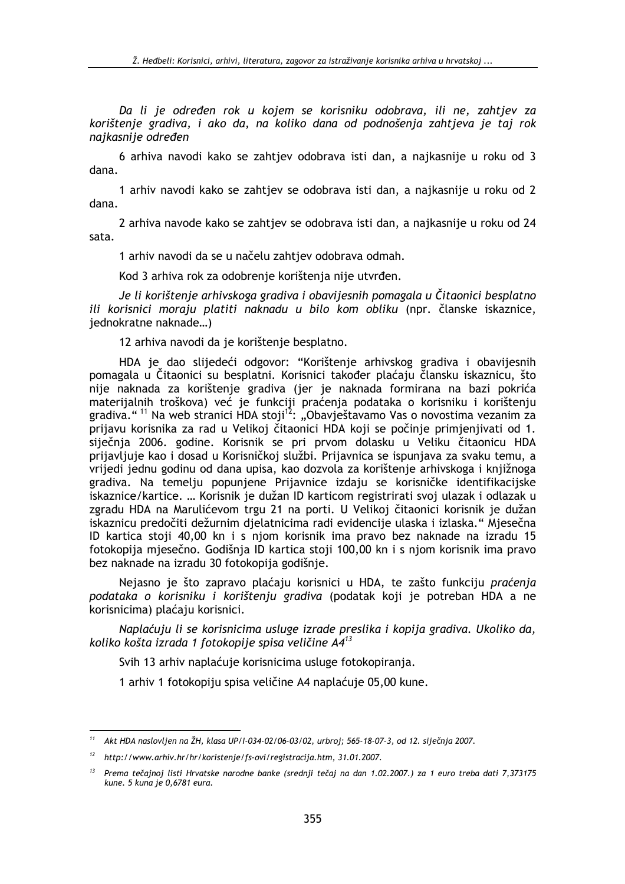*Da li je određen rok u kojem se korisniku odobrava, ili ne, zahtjev za korištenje gradiva, i ako da, na koliko dana od podnošenja zahtjeva je taj rok najkasnije određen*

6 arhiva navodi kako se zahtjev odobrava isti dan, a najkasnije u roku od 3 dana.

1 arhiv navodi kako se zahtjev se odobrava isti dan, a najkasnije u roku od 2 dana.

2 arhiva navode kako se zahtjev se odobrava isti dan, a najkasnije u roku od 24 sata.

1 arhiv navodi da se u načelu zahtjev odobrava odmah.

Kod 3 arhiva rok za odobrenje korištenja nije utvrđen.

*Je li korištenje arhivskoga gradiva i obavijesnih pomagala u Čitaonici besplatno ili korisnici moraju platiti naknadu u bilo kom obliku* (npr. članske iskaznice, jednokratne naknade…)

12 arhiva navodi da je korištenje besplatno.

HDA je dao slijedeći odgovor: "Korištenje arhivskog gradiva i obavijesnih pomagala u Čitaonici su besplatni. Korisnici također plaćaju člansku iskaznicu, što nije naknada za korištenje gradiva (jer je naknada formirana na bazi pokrića materijalnih troškova) već je funkciji praćenja podataka o korisniku i korištenju gradiva." [11] Na web stranici HDA stoji[12]: „Obavještavamo Vas o novostima vezanim za prijavu korisnika za rad u Velikoj čitaonici HDA koji se počinje primjenjivati od 1. siječnja 2006. godine. Korisnik se pri prvom dolasku u Veliku čitaonicu HDA prijavljuje kao i dosad u Korisničkoj službi. Prijavnica se ispunjava za svaku temu, a vrijedi jednu godinu od dana upisa, kao dozvola za korištenje arhivskoga i knjižnoga gradiva. Na temelju popunjene Prijavnice izdaju se korisničke identifikacijske iskaznice/kartice. … Korisnik je dužan ID karticom registrirati svoj ulazak i odlazak u zgradu HDA na Marulićevom trgu 21 na porti. U Velikoj čitaonici korisnik je dužan iskaznicu predočiti dežurnim djelatnicima radi evidencije ulaska i izlaska." Mjesečna ID kartica stoji 40,00 kn i s njom korisnik ima pravo bez naknade na izradu 15 fotokopija mjesečno. Godišnja ID kartica stoji 100,00 kn i s njom korisnik ima pravo bez naknade na izradu 30 fotokopija godišnje.

Nejasno je što zapravo plaćaju korisnici u HDA, te zašto funkciju *praćenja podataka o korisniku i korištenju gradiva* (podatak koji je potreban HDA a ne korisnicima) plaćaju korisnici.

*Naplaćuju li se korisnicima usluge izrade preslika i kopija gradiva. Ukoliko da, koliko košta izrada 1 fotokopije spisa veličine A4*[13]

Svih 13 arhiv naplaćuje korisnicima usluge fotokopiranja.

1 arhiv 1 fotokopiju spisa veličine A4 naplaćuje 05,00 kune.

---

[11] *Akt HDA naslovljen na ŽH, klasa UP/I-034-02/06-03/02, urbroj; 565-18-07-3, od 12. siječnja 2007.*

[12] *http://www.arhiv.hr/hr/koristenje/fs-ovi/registracija.htm, 31.01.2007.*

[13] *Prema tečajnoj listi Hrvatske narodne banke (srednji tečaj na dan 1.02.2007.) za 1 euro treba dati 7,373175 kune. 5 kuna je 0,6781 eura.*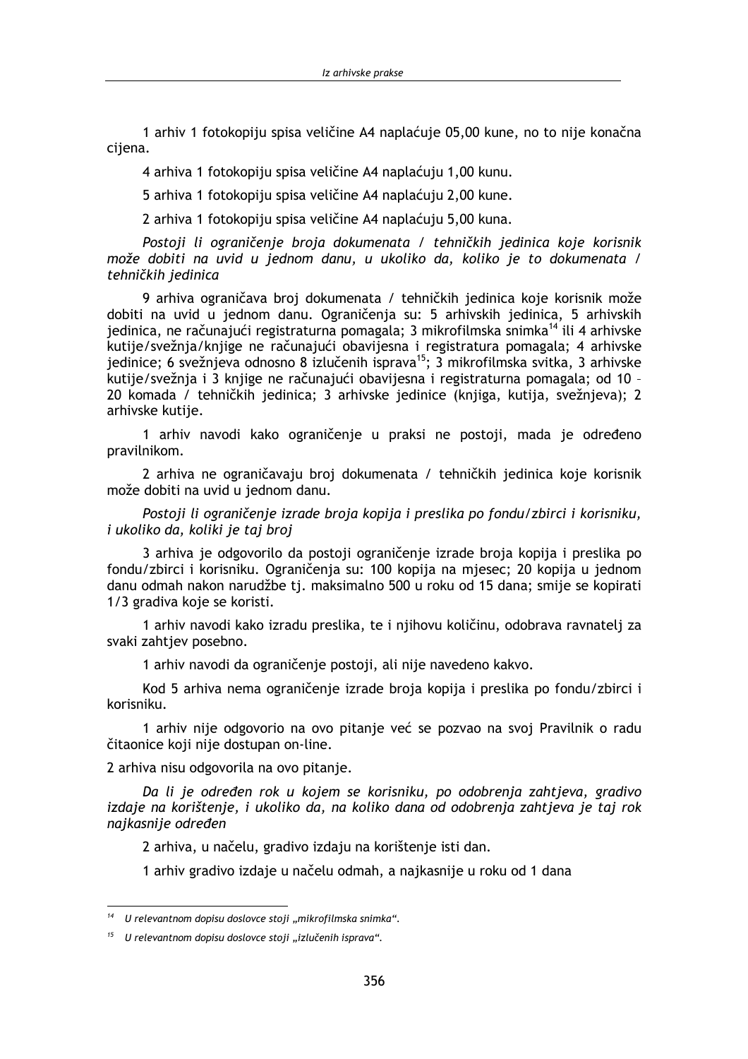1 arhiv 1 fotokopiju spisa veličine A4 naplaćuje 05,00 kune, no to nije konačna cijena.

4 arhiva 1 fotokopiju spisa veličine A4 naplaćuju 1,00 kunu.

5 arhiva 1 fotokopiju spisa veličine A4 naplaćuju 2,00 kune.

2 arhiva 1 fotokopiju spisa veličine A4 naplaćuju 5,00 kuna.

*Postoji li ograničenje broja dokumenata / tehničkih jedinica koje korisnik može dobiti na uvid u jednom danu, u ukoliko da, koliko je to dokumenata / tehničkih jedinica*

9 arhiva ograničava broj dokumenata / tehničkih jedinica koje korisnik može dobiti na uvid u jednom danu. Ograničenja su: 5 arhivskih jedinica, 5 arhivskih jedinica, ne računajući registraturna pomagala; 3 mikrofilmska snimka[14] ili 4 arhivske kutije/svežnja/knjige ne računajući obavijesna i registratura pomagala; 4 arhivske jedinice; 6 svežnjeva odnosno 8 izlučenih isprava[15]; 3 mikrofilmska svitka, 3 arhivske kutije/svežnja i 3 knjige ne računajući obavijesna i registraturna pomagala; od 10 – 20 komada / tehničkih jedinica; 3 arhivske jedinice (knjiga, kutija, svežnjeva); 2 arhivske kutije.

1 arhiv navodi kako ograničenje u praksi ne postoji, mada je određeno pravilnikom.

2 arhiva ne ograničavaju broj dokumenata / tehničkih jedinica koje korisnik može dobiti na uvid u jednom danu.

*Postoji li ograničenje izrade broja kopija i preslika po fondu/zbirci i korisniku, i ukoliko da, koliki je taj broj*

3 arhiva je odgovorilo da postoji ograničenje izrade broja kopija i preslika po fondu/zbirci i korisniku. Ograničenja su: 100 kopija na mjesec; 20 kopija u jednom danu odmah nakon narudžbe tj. maksimalno 500 u roku od 15 dana; smije se kopirati 1/3 gradiva koje se koristi.

1 arhiv navodi kako izradu preslika, te i njihovu količinu, odobrava ravnatelj za svaki zahtjev posebno.

1 arhiv navodi da ograničenje postoji, ali nije navedeno kakvo.

Kod 5 arhiva nema ograničenje izrade broja kopija i preslika po fondu/zbirci i korisniku.

1 arhiv nije odgovorio na ovo pitanje već se pozvao na svoj Pravilnik o radu čitaonice koji nije dostupan on-line.

2 arhiva nisu odgovorila na ovo pitanje.

*Da li je određen rok u kojem se korisniku, po odobrenja zahtjeva, gradivo izdaje na korištenje, i ukoliko da, na koliko dana od odobrenja zahtjeva je taj rok najkasnije određen*

2 arhiva, u načelu, gradivo izdaju na korištenje isti dan.

1 arhiv gradivo izdaje u načelu odmah, a najkasnije u roku od 1 dana

---

[14] *U relevantnom dopisu doslovce stoji „mikrofilmska snimka".*

[15] *U relevantnom dopisu doslovce stoji „izlučenih isprava".*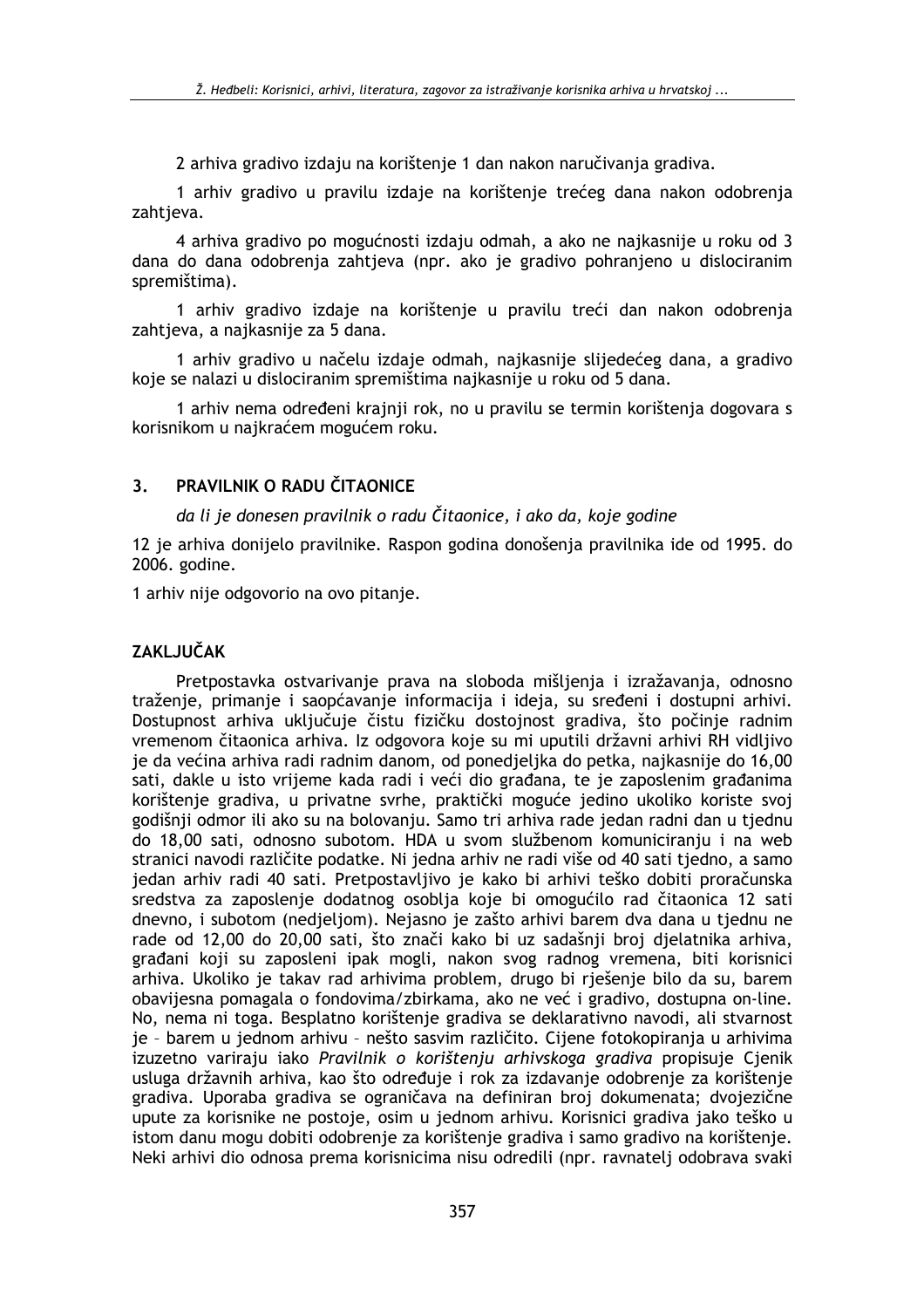2 arhiva gradivo izdaju na korištenje 1 dan nakon naručivanja gradiva.

1 arhiv gradivo u pravilu izdaje na korištenje trećeg dana nakon odobrenja zahtjeva.

4 arhiva gradivo po mogućnosti izdaju odmah, a ako ne najkasnije u roku od 3 dana do dana odobrenja zahtjeva (npr. ako je gradivo pohranjeno u dislociranim spremištima).

1 arhiv gradivo izdaje na korištenje u pravilu treći dan nakon odobrenja zahtjeva, a najkasnije za 5 dana.

1 arhiv gradivo u načelu izdaje odmah, najkasnije slijedećeg dana, a gradivo koje se nalazi u dislociranim spremištima najkasnije u roku od 5 dana.

1 arhiv nema određeni krajnji rok, no u pravilu se termin korištenja dogovara s korisnikom u najkraćem mogućem roku.

## 3. PRAVILNIK O RADU ČITAONICE

*da li je donesen pravilnik o radu Čitaonice, i ako da, koje godine*

12 je arhiva donijelo pravilnike. Raspon godina donošenja pravilnika ide od 1995. do 2006. godine.

1 arhiv nije odgovorio na ovo pitanje.

## ZAKLJUČAK

Pretpostavka ostvarivanje prava na sloboda mišljenja i izražavanja, odnosno traženje, primanje i saopćavanje informacija i ideja, su sređeni i dostupni arhivi. Dostupnost arhiva uključuje čistu fizičku dostojnost gradiva, što počinje radnim vremenom čitaonica arhiva. Iz odgovora koje su mi uputili državni arhivi RH vidljivo je da većina arhiva radi radnim danom, od ponedjeljka do petka, najkasnije do 16,00 sati, dakle u isto vrijeme kada radi i veći dio građana, te je zaposlenim građanima korištenje gradiva, u privatne svrhe, praktički moguće jedino ukoliko koriste svoj godišnji odmor ili ako su na bolovanju. Samo tri arhiva rade jedan radni dan u tjednu do 18,00 sati, odnosno subotom. HDA u svom službenom komuniciranju i na web stranici navodi različite podatke. Ni jedna arhiv ne radi više od 40 sati tjedno, a samo jedan arhiv radi 40 sati. Pretpostavljivo je kako bi arhivi teško dobiti proračunska sredstva za zaposlenje dodatnog osoblja koje bi omogućilo rad čitaonica 12 sati dnevno, i subotom (nedjeljom). Nejasno je zašto arhivi barem dva dana u tjednu ne rade od 12,00 do 20,00 sati, što znači kako bi uz sadašnji broj djelatnika arhiva, građani koji su zaposleni ipak mogli, nakon svog radnog vremena, biti korisnici arhiva. Ukoliko je takav rad arhivima problem, drugo bi rješenje bilo da su, barem obavijesna pomagala o fondovima/zbirkama, ako ne već i gradivo, dostupna on-line. No, nema ni toga. Besplatno korištenje gradiva se deklarativno navodi, ali stvarnost je – barem u jednom arhivu – nešto sasvim različito. Cijene fotokopiranja u arhivima izuzetno variraju iako *Pravilnik o korištenju arhivskoga gradiva* propisuje Cjenik usluga državnih arhiva, kao što određuje i rok za izdavanje odobrenje za korištenje gradiva. Uporaba gradiva se ograničava na definiran broj dokumenata; dvojezične upute za korisnike ne postoje, osim u jednom arhivu. Korisnici gradiva jako teško u istom danu mogu dobiti odobrenje za korištenje gradiva i samo gradivo na korištenje. Neki arhivi dio odnosa prema korisnicima nisu odredili (npr. ravnatelj odobrava svaki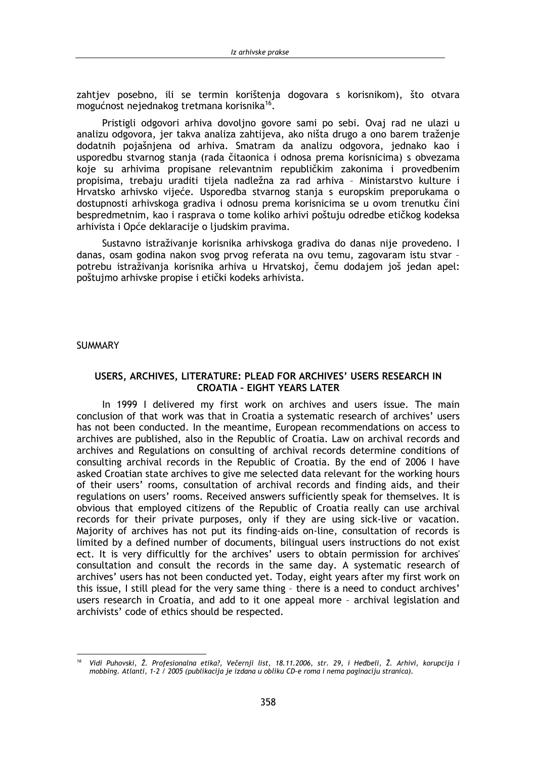zahtjev posebno, ili se termin korištenja dogovara s korisnikom), što otvara mogućnost nejednakog tretmana korisnika[16].

Pristigli odgovori arhiva dovoljno govore sami po sebi. Ovaj rad ne ulazi u analizu odgovora, jer takva analiza zahtijeva, ako ništa drugo a ono barem traženje dodatnih pojašnjena od arhiva. Smatram da analizu odgovora, jednako kao i usporedbu stvarnog stanja (rada čitaonica i odnosa prema korisnicima) s obvezama koje su arhivima propisane relevantnim republičkim zakonima i provedbenim propisima, trebaju uraditi tijela nadležna za rad arhiva – Ministarstvo kulture i Hrvatsko arhivsko vijeće. Usporedba stvarnog stanja s europskim preporukama o dostupnosti arhivskoga gradiva i odnosu prema korisnicima se u ovom trenutku čini bespredmetnim, kao i rasprava o tome koliko arhivi poštuju odredbe etičkog kodeksa arhivista i Opće deklaracije o ljudskim pravima.

Sustavno istraživanje korisnika arhivskoga gradiva do danas nije provedeno. I danas, osam godina nakon svog prvog referata na ovu temu, zagovaram istu stvar – potrebu istraživanja korisnika arhiva u Hrvatskoj, čemu dodajem još jedan apel: poštujmo arhivske propise i etički kodeks arhivista.

## SUMMARY

### USERS, ARCHIVES, LITERATURE: PLEAD FOR ARCHIVES' USERS RESEARCH IN CROATIA – EIGHT YEARS LATER

In 1999 I delivered my first work on archives and users issue. The main conclusion of that work was that in Croatia a systematic research of archives' users has not been conducted. In the meantime, European recommendations on access to archives are published, also in the Republic of Croatia. Law on archival records and archives and Regulations on consulting of archival records determine conditions of consulting archival records in the Republic of Croatia. By the end of 2006 I have asked Croatian state archives to give me selected data relevant for the working hours of their users' rooms, consultation of archival records and finding aids, and their regulations on users' rooms. Received answers sufficiently speak for themselves. It is obvious that employed citizens of the Republic of Croatia really can use archival records for their private purposes, only if they are using sick-live or vacation. Majority of archives has not put its finding-aids on-line, consultation of records is limited by a defined number of documents, bilingual users instructions do not exist ect. It is very difficultly for the archives' users to obtain permission for archives' consultation and consult the records in the same day. A systematic research of archives' users has not been conducted yet. Today, eight years after my first work on this issue, I still plead for the very same thing – there is a need to conduct archives' users research in Croatia, and add to it one appeal more – archival legislation and archivists' code of ethics should be respected.

---

[16] *Vidi Puhovski, Ž. Profesionalna etika?, Večernji list, 18.11.2006, str. 29, i Heđbeli, Ž. Arhivi, korupcija i mobbing. Atlanti, 1-2 / 2005 (publikacija je izdana u obliku CD-e roma i nema paginaciju stranica).*